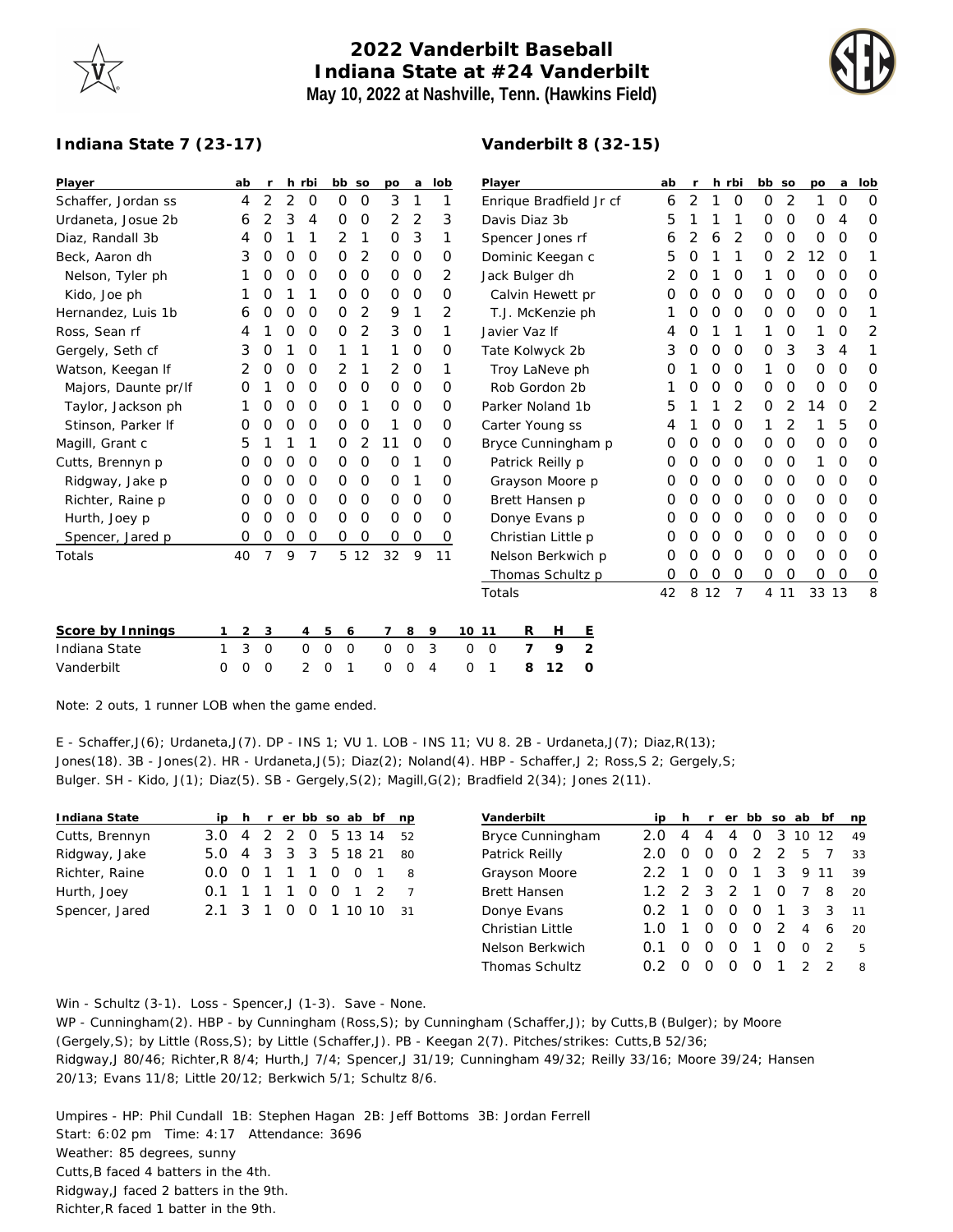# 2022 Vanderbilt Baseball
## Indiana State at #24 Vanderbilt
### May 10, 2022 at Nashville, Tenn. (Hawkins Field)

**Indiana State 7 (23-17)**

| Player | ab | r | h | rbi | bb | so | po | a | lob |
|---|---|---|---|---|---|---|---|---|---|
| Schaffer, Jordan ss | 4 | 2 | 2 | 0 | 0 | 0 | 3 | 1 | 1 |
| Urdaneta, Josue 2b | 6 | 2 | 3 | 4 | 0 | 0 | 2 | 2 | 3 |
| Diaz, Randall 3b | 4 | 0 | 1 | 1 | 2 | 1 | 0 | 3 | 1 |
| Beck, Aaron dh | 3 | 0 | 0 | 0 | 0 | 2 | 0 | 0 | 0 |
| Nelson, Tyler ph | 1 | 0 | 0 | 0 | 0 | 0 | 0 | 0 | 2 |
| Kido, Joe ph | 1 | 0 | 1 | 1 | 0 | 0 | 0 | 0 | 0 |
| Hernandez, Luis 1b | 6 | 0 | 0 | 0 | 0 | 2 | 9 | 1 | 2 |
| Ross, Sean rf | 4 | 1 | 0 | 0 | 0 | 2 | 3 | 0 | 1 |
| Gergely, Seth cf | 3 | 0 | 1 | 0 | 1 | 1 | 1 | 0 | 0 |
| Watson, Keegan lf | 2 | 0 | 0 | 0 | 2 | 1 | 2 | 0 | 1 |
| Majors, Daunte pr/lf | 0 | 1 | 0 | 0 | 0 | 0 | 0 | 0 | 0 |
| Taylor, Jackson ph | 1 | 0 | 0 | 0 | 0 | 1 | 0 | 0 | 0 |
| Stinson, Parker lf | 0 | 0 | 0 | 0 | 0 | 0 | 1 | 0 | 0 |
| Magill, Grant c | 5 | 1 | 1 | 1 | 0 | 2 | 11 | 0 | 0 |
| Cutts, Brennyn p | 0 | 0 | 0 | 0 | 0 | 0 | 0 | 1 | 0 |
| Ridgway, Jake p | 0 | 0 | 0 | 0 | 0 | 0 | 0 | 1 | 0 |
| Richter, Raine p | 0 | 0 | 0 | 0 | 0 | 0 | 0 | 0 | 0 |
| Hurth, Joey p | 0 | 0 | 0 | 0 | 0 | 0 | 0 | 0 | 0 |
| Spencer, Jared p | 0 | 0 | 0 | 0 | 0 | 0 | 0 | 0 | 0 |
| Totals | 40 | 7 | 9 | 7 | 5 | 12 | 32 | 9 | 11 |

**Vanderbilt 8 (32-15)**

| Player | ab | r | h | rbi | bb | so | po | a | lob |
|---|---|---|---|---|---|---|---|---|---|
| Enrique Bradfield Jr cf | 6 | 2 | 1 | 0 | 0 | 2 | 1 | 0 | 0 |
| Davis Diaz 3b | 5 | 1 | 1 | 1 | 0 | 0 | 0 | 4 | 0 |
| Spencer Jones rf | 6 | 2 | 6 | 2 | 0 | 0 | 0 | 0 | 0 |
| Dominic Keegan c | 5 | 0 | 1 | 1 | 0 | 2 | 12 | 0 | 1 |
| Jack Bulger dh | 2 | 0 | 1 | 0 | 1 | 0 | 0 | 0 | 0 |
| Calvin Hewett pr | 0 | 0 | 0 | 0 | 0 | 0 | 0 | 0 | 0 |
| T.J. McKenzie ph | 1 | 0 | 0 | 0 | 0 | 0 | 0 | 0 | 1 |
| Javier Vaz lf | 4 | 0 | 1 | 1 | 1 | 0 | 1 | 0 | 2 |
| Tate Kolwyck 2b | 3 | 0 | 0 | 0 | 0 | 3 | 3 | 4 | 1 |
| Troy LaNeve ph | 0 | 1 | 0 | 0 | 1 | 0 | 0 | 0 | 0 |
| Rob Gordon 2b | 1 | 0 | 0 | 0 | 0 | 0 | 0 | 0 | 0 |
| Parker Noland 1b | 5 | 1 | 1 | 2 | 0 | 2 | 14 | 0 | 2 |
| Carter Young ss | 4 | 1 | 0 | 0 | 1 | 2 | 1 | 5 | 0 |
| Bryce Cunningham p | 0 | 0 | 0 | 0 | 0 | 0 | 0 | 0 | 0 |
| Patrick Reilly p | 0 | 0 | 0 | 0 | 0 | 0 | 1 | 0 | 0 |
| Grayson Moore p | 0 | 0 | 0 | 0 | 0 | 0 | 0 | 0 | 0 |
| Brett Hansen p | 0 | 0 | 0 | 0 | 0 | 0 | 0 | 0 | 0 |
| Donye Evans p | 0 | 0 | 0 | 0 | 0 | 0 | 0 | 0 | 0 |
| Christian Little p | 0 | 0 | 0 | 0 | 0 | 0 | 0 | 0 | 0 |
| Nelson Berkwich p | 0 | 0 | 0 | 0 | 0 | 0 | 0 | 0 | 0 |
| Thomas Schultz p | 0 | 0 | 0 | 0 | 0 | 0 | 0 | 0 | 0 |
| Totals | 42 | 8 | 12 | 7 | 4 | 11 | 33 | 13 | 8 |

| Score by Innings | 1 | 2 | 3 | 4 | 5 | 6 | 7 | 8 | 9 | 10 | 11 | R | H | E |
|---|---|---|---|---|---|---|---|---|---|---|---|---|---|---|
| Indiana State | 1 | 3 | 0 | 0 | 0 | 0 | 0 | 0 | 3 | 0 | 0 | 7 | 9 | 2 |
| Vanderbilt | 0 | 0 | 0 | 2 | 0 | 1 | 0 | 0 | 4 | 0 | 1 | 8 | 12 | 0 |

Note: 2 outs, 1 runner LOB when the game ended.

E - Schaffer,J(6); Urdaneta,J(7). DP - INS 1; VU 1. LOB - INS 11; VU 8. 2B - Urdaneta,J(7); Diaz,R(13); Jones(18). 3B - Jones(2). HR - Urdaneta,J(5); Diaz(2); Noland(4). HBP - Schaffer,J 2; Ross,S 2; Gergely,S; Bulger. SH - Kido, J(1); Diaz(5). SB - Gergely,S(2); Magill,G(2); Bradfield 2(34); Jones 2(11).

| Indiana State | ip | h | r | er | bb | so | ab | bf | np |
|---|---|---|---|---|---|---|---|---|---|
| Cutts, Brennyn | 3.0 | 4 | 2 | 2 | 0 | 5 | 13 | 14 | 52 |
| Ridgway, Jake | 5.0 | 4 | 3 | 3 | 3 | 5 | 18 | 21 | 80 |
| Richter, Raine | 0.0 | 0 | 1 | 1 | 1 | 0 | 0 | 1 | 8 |
| Hurth, Joey | 0.1 | 1 | 1 | 1 | 0 | 0 | 1 | 2 | 7 |
| Spencer, Jared | 2.1 | 3 | 1 | 0 | 0 | 1 | 10 | 10 | 31 |

| Vanderbilt | ip | h | r | er | bb | so | ab | bf | np |
|---|---|---|---|---|---|---|---|---|---|
| Bryce Cunningham | 2.0 | 4 | 4 | 4 | 0 | 3 | 10 | 12 | 49 |
| Patrick Reilly | 2.0 | 0 | 0 | 0 | 2 | 2 | 5 | 7 | 33 |
| Grayson Moore | 2.2 | 1 | 0 | 0 | 1 | 3 | 9 | 11 | 39 |
| Brett Hansen | 1.2 | 2 | 3 | 2 | 1 | 0 | 7 | 8 | 20 |
| Donye Evans | 0.2 | 1 | 0 | 0 | 0 | 1 | 3 | 3 | 11 |
| Christian Little | 1.0 | 1 | 0 | 0 | 0 | 2 | 4 | 6 | 20 |
| Nelson Berkwich | 0.1 | 0 | 0 | 0 | 1 | 0 | 0 | 2 | 5 |
| Thomas Schultz | 0.2 | 0 | 0 | 0 | 0 | 1 | 2 | 2 | 8 |

Win - Schultz (3-1). Loss - Spencer,J (1-3). Save - None.
WP - Cunningham(2). HBP - by Cunningham (Ross,S); by Cunningham (Schaffer,J); by Cutts,B (Bulger); by Moore (Gergely,S); by Little (Ross,S); by Little (Schaffer,J). PB - Keegan 2(7). Pitches/strikes: Cutts,B 52/36; Ridgway,J 80/46; Richter,R 8/4; Hurth,J 7/4; Spencer,J 31/19; Cunningham 49/32; Reilly 33/16; Moore 39/24; Hansen 20/13; Evans 11/8; Little 20/12; Berkwich 5/1; Schultz 8/6.

Umpires - HP: Phil Cundall 1B: Stephen Hagan 2B: Jeff Bottoms 3B: Jordan Ferrell
Start: 6:02 pm Time: 4:17 Attendance: 3696
Weather: 85 degrees, sunny
Cutts,B faced 4 batters in the 4th.
Ridgway,J faced 2 batters in the 9th.
Richter,R faced 1 batter in the 9th.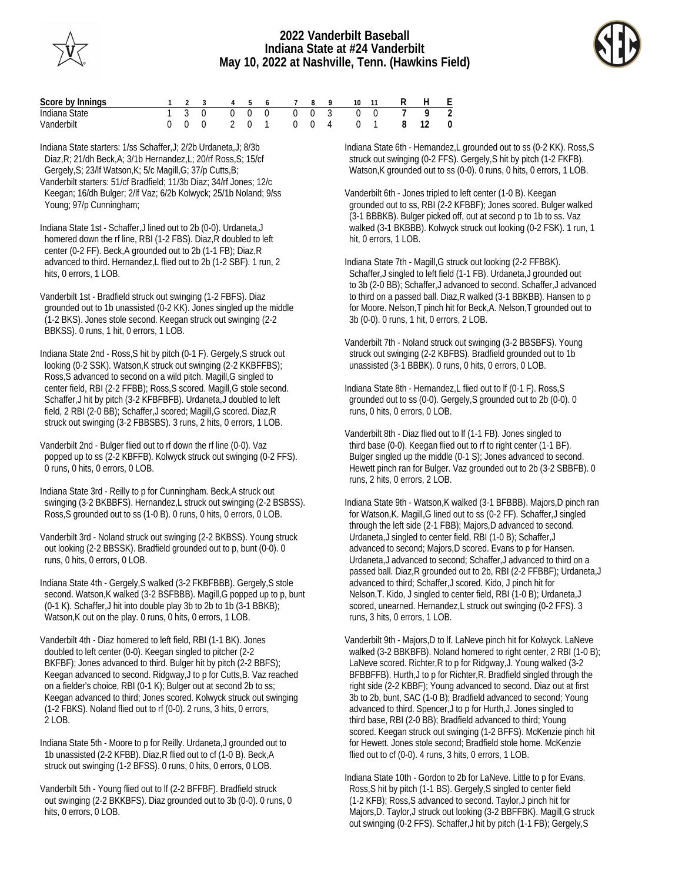# 2022 Vanderbilt Baseball
## Indiana State at #24 Vanderbilt
## May 10, 2022 at Nashville, Tenn. (Hawkins Field)

| Score by Innings | 1 | 2 | 3 | 4 | 5 | 6 | 7 | 8 | 9 | 10 | 11 | R | H | E |
|---|---|---|---|---|---|---|---|---|---|---|---|---|---|---|
| Indiana State | 1 | 3 | 0 | 0 | 0 | 0 | 0 | 0 | 3 | 0 | 0 | 7 | 9 | 2 |
| Vanderbilt | 0 | 0 | 0 | 2 | 0 | 1 | 0 | 0 | 4 | 0 | 1 | 8 | 12 | 0 |

Indiana State starters: 1/ss Schaffer,J; 2/2b Urdaneta,J; 8/3b Diaz,R; 21/dh Beck,A; 3/1b Hernandez,L; 20/rf Ross,S; 15/cf Gergely,S; 23/lf Watson,K; 5/c Magill,G; 37/p Cutts,B;

Vanderbilt starters: 51/cf Bradfield; 11/3b Diaz; 34/rf Jones; 12/c Keegan; 16/dh Bulger; 2/lf Vaz; 6/2b Kolwyck; 25/1b Noland; 9/ss Young; 97/p Cunningham;

Indiana State 1st - Schaffer,J lined out to 2b (0-0). Urdaneta,J homered down the rf line, RBI (1-2 FBS). Diaz,R doubled to left center (0-2 FF). Beck,A grounded out to 2b (1-1 FB); Diaz,R advanced to third. Hernandez,L flied out to 2b (1-2 SBF). 1 run, 2 hits, 0 errors, 1 LOB.

Vanderbilt 1st - Bradfield struck out swinging (1-2 FBFS). Diaz grounded out to 1b unassisted (0-2 KK). Jones singled up the middle (1-2 BKS). Jones stole second. Keegan struck out swinging (2-2 BBKSS). 0 runs, 1 hit, 0 errors, 1 LOB.

Indiana State 2nd - Ross,S hit by pitch (0-1 F). Gergely,S struck out looking (0-2 SSK). Watson,K struck out swinging (2-2 KKBFFBS); Ross,S advanced to second on a wild pitch. Magill,G singled to center field, RBI (2-2 FFBB); Ross,S scored. Magill,G stole second. Schaffer,J hit by pitch (3-2 KFBFBFB). Urdaneta,J doubled to left field, 2 RBI (2-0 BB); Schaffer,J scored; Magill,G scored. Diaz,R struck out swinging (3-2 FBBSBS). 3 runs, 2 hits, 0 errors, 1 LOB.

Vanderbilt 2nd - Bulger flied out to rf down the rf line (0-0). Vaz popped up to ss (2-2 KBFFB). Kolwyck struck out swinging (0-2 FFS). 0 runs, 0 hits, 0 errors, 0 LOB.

Indiana State 3rd - Reilly to p for Cunningham. Beck,A struck out swinging (3-2 BKBBFS). Hernandez,L struck out swinging (2-2 BSBSS). Ross,S grounded out to ss (1-0 B). 0 runs, 0 hits, 0 errors, 0 LOB.

Vanderbilt 3rd - Noland struck out swinging (2-2 BKBSS). Young struck out looking (2-2 BBSSK). Bradfield grounded out to p, bunt (0-0). 0 runs, 0 hits, 0 errors, 0 LOB.

Indiana State 4th - Gergely,S walked (3-2 FKBFBBB). Gergely,S stole second. Watson,K walked (3-2 BSFBBB). Magill,G popped up to p, bunt (0-1 K). Schaffer,J hit into double play 3b to 2b to 1b (3-1 BBKB); Watson,K out on the play. 0 runs, 0 hits, 0 errors, 1 LOB.

Vanderbilt 4th - Diaz homered to left field, RBI (1-1 BK). Jones doubled to left center (0-0). Keegan singled to pitcher (2-2 BKFBF); Jones advanced to third. Bulger hit by pitch (2-2 BBFS); Keegan advanced to second. Ridgway,J to p for Cutts,B. Vaz reached on a fielder's choice, RBI (0-1 K); Bulger out at second 2b to ss; Keegan advanced to third; Jones scored. Kolwyck struck out swinging (1-2 FBKS). Noland flied out to rf (0-0). 2 runs, 3 hits, 0 errors, 2 LOB.

Indiana State 5th - Moore to p for Reilly. Urdaneta,J grounded out to 1b unassisted (2-2 KFBB). Diaz,R flied out to cf (1-0 B). Beck,A struck out swinging (1-2 BFSS). 0 runs, 0 hits, 0 errors, 0 LOB.

Vanderbilt 5th - Young flied out to lf (2-2 BFFBF). Bradfield struck out swinging (2-2 BKKBFS). Diaz grounded out to 3b (0-0). 0 runs, 0 hits, 0 errors, 0 LOB.

Indiana State 6th - Hernandez,L grounded out to ss (0-2 KK). Ross,S struck out swinging (0-2 FFS). Gergely,S hit by pitch (1-2 FKFB). Watson,K grounded out to ss (0-0). 0 runs, 0 hits, 0 errors, 1 LOB.

Vanderbilt 6th - Jones tripled to left center (1-0 B). Keegan grounded out to ss, RBI (2-2 KFBBF); Jones scored. Bulger walked (3-1 BBBKB). Bulger picked off, out at second p to 1b to ss. Vaz walked (3-1 BKBBB). Kolwyck struck out looking (0-2 FSK). 1 run, 1 hit, 0 errors, 1 LOB.

Indiana State 7th - Magill,G struck out looking (2-2 FFBBK). Schaffer,J singled to left field (1-1 FB). Urdaneta,J grounded out to 3b (2-0 BB); Schaffer,J advanced to second. Schaffer,J advanced to third on a passed ball. Diaz,R walked (3-1 BBKBB). Hansen to p for Moore. Nelson,T pinch hit for Beck,A. Nelson,T grounded out to 3b (0-0). 0 runs, 1 hit, 0 errors, 2 LOB.

Vanderbilt 7th - Noland struck out swinging (3-2 BBSBFS). Young struck out swinging (2-2 KBFBS). Bradfield grounded out to 1b unassisted (3-1 BBBK). 0 runs, 0 hits, 0 errors, 0 LOB.

Indiana State 8th - Hernandez,L flied out to lf (0-1 F). Ross,S grounded out to ss (0-0). Gergely,S grounded out to 2b (0-0). 0 runs, 0 hits, 0 errors, 0 LOB.

Vanderbilt 8th - Diaz flied out to lf (1-1 FB). Jones singled to third base (0-0). Keegan flied out to rf to right center (1-1 BF). Bulger singled up the middle (0-1 S); Jones advanced to second. Hewett pinch ran for Bulger. Vaz grounded out to 2b (3-2 SBBFB). 0 runs, 2 hits, 0 errors, 2 LOB.

Indiana State 9th - Watson,K walked (3-1 BFBBB). Majors,D pinch ran for Watson,K. Magill,G lined out to ss (0-2 FF). Schaffer,J singled through the left side (2-1 FBB); Majors,D advanced to second. Urdaneta,J singled to center field, RBI (1-0 B); Schaffer,J advanced to second; Majors,D scored. Evans to p for Hansen. Urdaneta,J advanced to second; Schaffer,J advanced to third on a passed ball. Diaz,R grounded out to 2b, RBI (2-2 FFBBF); Urdaneta,J advanced to third; Schaffer,J scored. Kido, J pinch hit for Nelson,T. Kido, J singled to center field, RBI (1-0 B); Urdaneta,J scored, unearned. Hernandez,L struck out swinging (0-2 FFS). 3 runs, 3 hits, 0 errors, 1 LOB.

Vanderbilt 9th - Majors,D to lf. LaNeve pinch hit for Kolwyck. LaNeve walked (3-2 BBKBFB). Noland homered to right center, 2 RBI (1-0 B); LaNeve scored. Richter,R to p for Ridgway,J. Young walked (3-2 BFBBFFB). Hurth,J to p for Richter,R. Bradfield singled through the right side (2-2 KBBF); Young advanced to second. Diaz out at first 3b to 2b, bunt, SAC (1-0 B); Bradfield advanced to second; Young advanced to third. Spencer,J to p for Hurth,J. Jones singled to third base, RBI (2-0 BB); Bradfield advanced to third; Young scored. Keegan struck out swinging (1-2 BFFS). McKenzie pinch hit for Hewett. Jones stole second; Bradfield stole home. McKenzie flied out to cf (0-0). 4 runs, 3 hits, 0 errors, 1 LOB.

Indiana State 10th - Gordon to 2b for LaNeve. Little to p for Evans. Ross,S hit by pitch (1-1 BS). Gergely,S singled to center field (1-2 KFB); Ross,S advanced to second. Taylor,J pinch hit for Majors,D. Taylor,J struck out looking (3-2 BBFFBK). Magill,G struck out swinging (0-2 FFS). Schaffer,J hit by pitch (1-1 FB); Gergely,S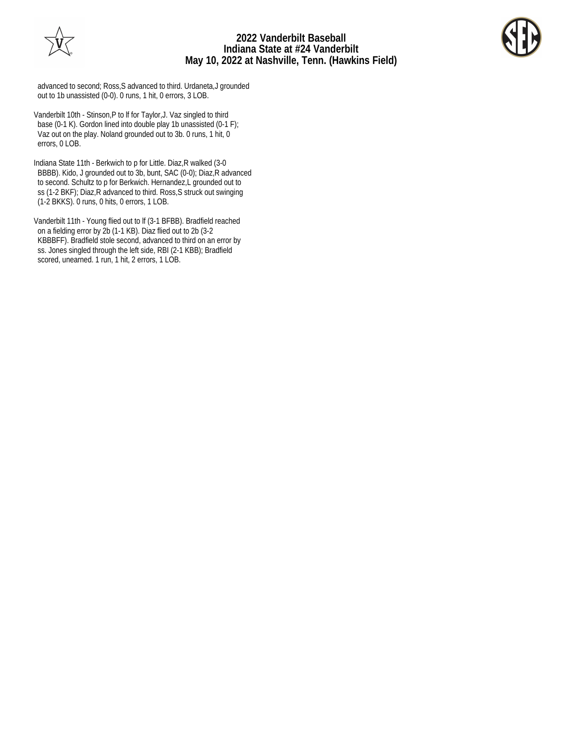advanced to second; Ross,S advanced to third. Urdaneta,J grounded out to 1b unassisted (0-0). 0 runs, 1 hit, 0 errors, 3 LOB.

Vanderbilt 10th - Stinson,P to lf for Taylor,J. Vaz singled to third base (0-1 K). Gordon lined into double play 1b unassisted (0-1 F); Vaz out on the play. Noland grounded out to 3b. 0 runs, 1 hit, 0 errors, 0 LOB.

Indiana State 11th - Berkwich to p for Little. Diaz,R walked (3-0 BBBB). Kido, J grounded out to 3b, bunt, SAC (0-0); Diaz,R advanced to second. Schultz to p for Berkwich. Hernandez,L grounded out to ss (1-2 BKF); Diaz,R advanced to third. Ross,S struck out swinging (1-2 BKKS). 0 runs, 0 hits, 0 errors, 1 LOB.

Vanderbilt 11th - Young flied out to lf (3-1 BFBB). Bradfield reached on a fielding error by 2b (1-1 KB). Diaz flied out to 2b (3-2 KBBBFF). Bradfield stole second, advanced to third on an error by ss. Jones singled through the left side, RBI (2-1 KBB); Bradfield scored, unearned. 1 run, 1 hit, 2 errors, 1 LOB.